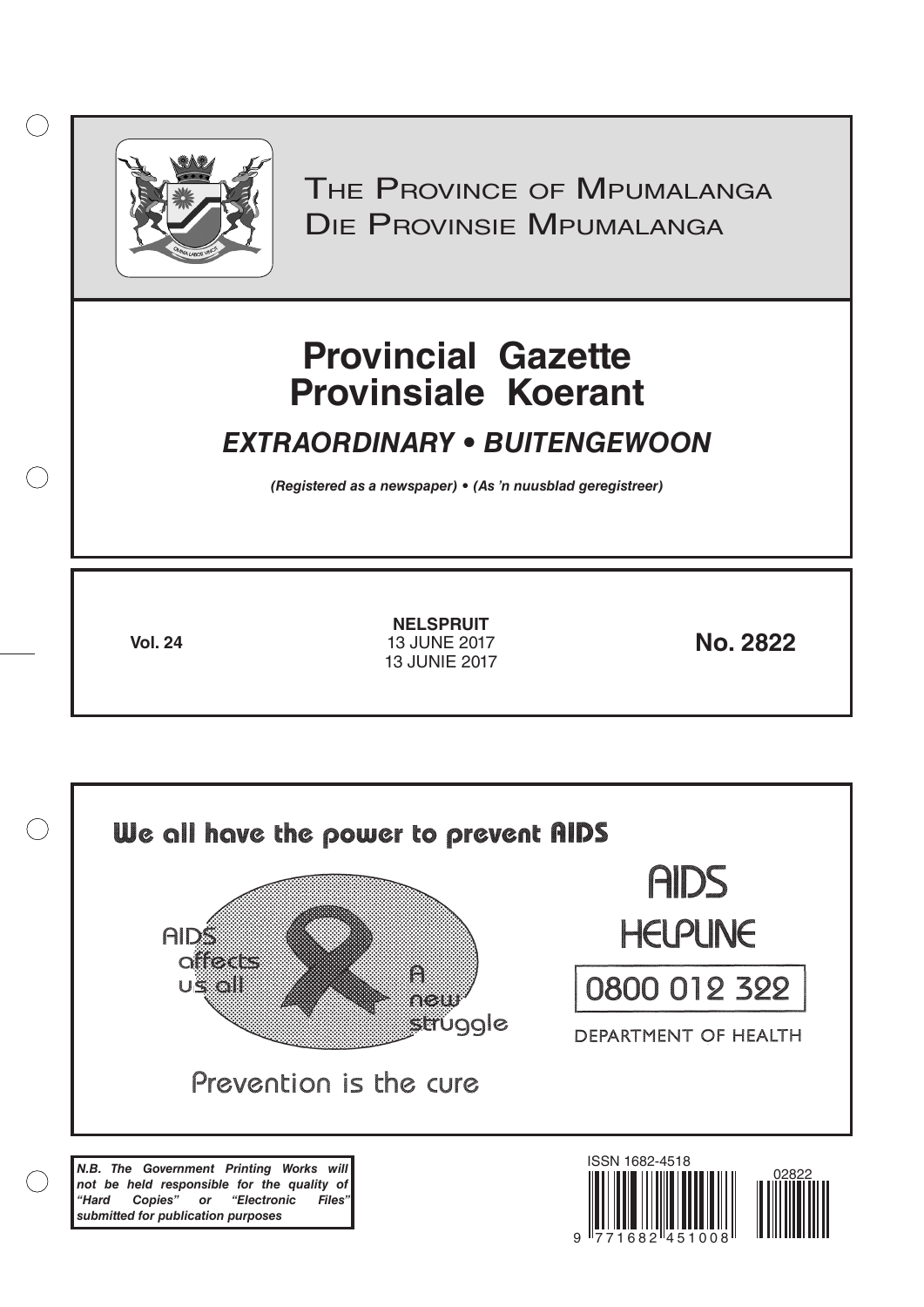The Province of Mpumalanga
Die Provinsie Mpumalanga

# Provincial Gazette
# Provinsiale Koerant

## *EXTRAORDINARY • BUITENGEWOON*

***(Registered as a newspaper) • (As 'n nuusblad geregistreer)***

**Vol. 24**

**NELSPRUIT**
13 JUNE 2017
13 JUNIE 2017

**No. 2822**

We all have the power to prevent AIDS

AIDS affects us all

A new struggle

Prevention is the cure

AIDS HELPLINE

0800 012 322

DEPARTMENT OF HEALTH

***N.B. The Government Printing Works will not be held responsible for the quality of "Hard Copies" or "Electronic Files" submitted for publication purposes***

ISSN 1682-4518

02822

9 771682 451008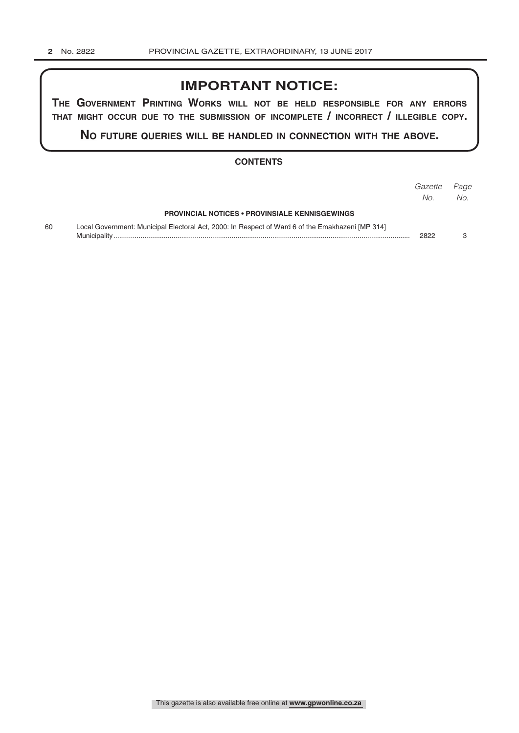## IMPORTANT NOTICE:

**THE GOVERNMENT PRINTING WORKS WILL NOT BE HELD RESPONSIBLE FOR ANY ERRORS THAT MIGHT OCCUR DUE TO THE SUBMISSION OF INCOMPLETE / INCORRECT / ILLEGIBLE COPY.**

**NO FUTURE QUERIES WILL BE HANDLED IN CONNECTION WITH THE ABOVE.**

### CONTENTS

| | | *Gazette No.* | *Page No.* |
|---|---|---|---|
| | **PROVINCIAL NOTICES • PROVINSIALE KENNISGEWINGS** | | |
| 60 | Local Government: Municipal Electoral Act, 2000: In Respect of Ward 6 of the Emakhazeni [MP 314] Municipality | 2822 | 3 |

This gazette is also available free online at **www.gpwonline.co.za**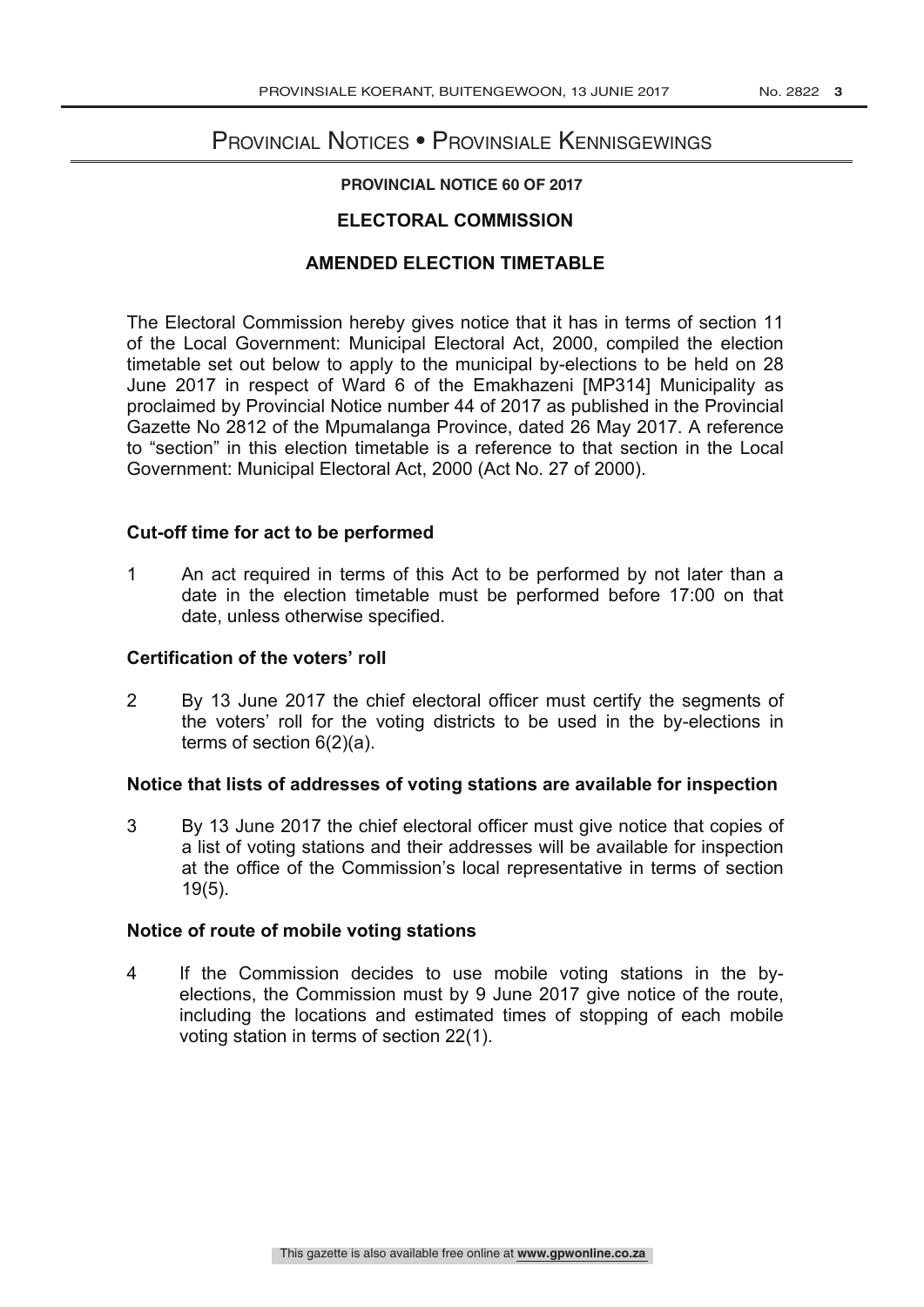# Provincial Notices • Provinsiale Kennisgewings

**PROVINCIAL NOTICE 60 OF 2017**

## ELECTORAL COMMISSION

## AMENDED ELECTION TIMETABLE

The Electoral Commission hereby gives notice that it has in terms of section 11 of the Local Government: Municipal Electoral Act, 2000, compiled the election timetable set out below to apply to the municipal by-elections to be held on 28 June 2017 in respect of Ward 6 of the Emakhazeni [MP314] Municipality as proclaimed by Provincial Notice number 44 of 2017 as published in the Provincial Gazette No 2812 of the Mpumalanga Province, dated 26 May 2017. A reference to "section" in this election timetable is a reference to that section in the Local Government: Municipal Electoral Act, 2000 (Act No. 27 of 2000).

### Cut-off time for act to be performed

1 An act required in terms of this Act to be performed by not later than a date in the election timetable must be performed before 17:00 on that date, unless otherwise specified.

### Certification of the voters' roll

2 By 13 June 2017 the chief electoral officer must certify the segments of the voters' roll for the voting districts to be used in the by-elections in terms of section 6(2)(a).

### Notice that lists of addresses of voting stations are available for inspection

3 By 13 June 2017 the chief electoral officer must give notice that copies of a list of voting stations and their addresses will be available for inspection at the office of the Commission's local representative in terms of section 19(5).

### Notice of route of mobile voting stations

4 If the Commission decides to use mobile voting stations in the by-elections, the Commission must by 9 June 2017 give notice of the route, including the locations and estimated times of stopping of each mobile voting station in terms of section 22(1).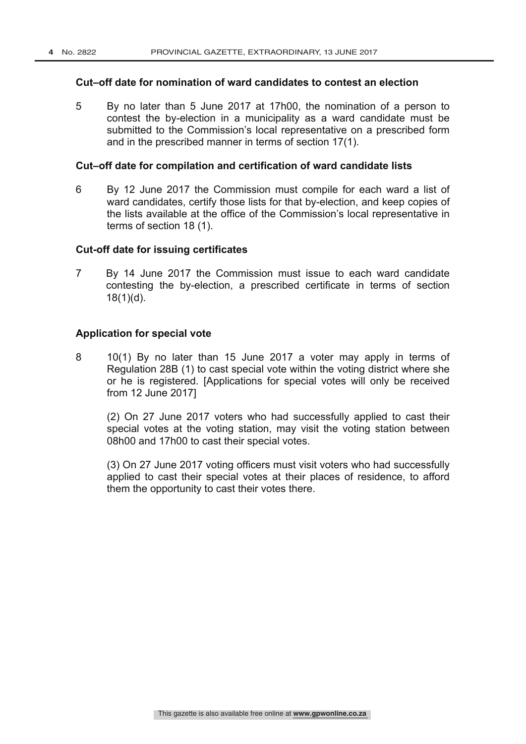**Cut–off date for nomination of ward candidates to contest an election**

5 By no later than 5 June 2017 at 17h00, the nomination of a person to contest the by-election in a municipality as a ward candidate must be submitted to the Commission's local representative on a prescribed form and in the prescribed manner in terms of section 17(1).

**Cut–off date for compilation and certification of ward candidate lists**

6 By 12 June 2017 the Commission must compile for each ward a list of ward candidates, certify those lists for that by-election, and keep copies of the lists available at the office of the Commission's local representative in terms of section 18 (1).

**Cut-off date for issuing certificates**

7 By 14 June 2017 the Commission must issue to each ward candidate contesting the by-election, a prescribed certificate in terms of section 18(1)(d).

**Application for special vote**

8 10(1) By no later than 15 June 2017 a voter may apply in terms of Regulation 28B (1) to cast special vote within the voting district where she or he is registered. [Applications for special votes will only be received from 12 June 2017]

(2) On 27 June 2017 voters who had successfully applied to cast their special votes at the voting station, may visit the voting station between 08h00 and 17h00 to cast their special votes.

(3) On 27 June 2017 voting officers must visit voters who had successfully applied to cast their special votes at their places of residence, to afford them the opportunity to cast their votes there.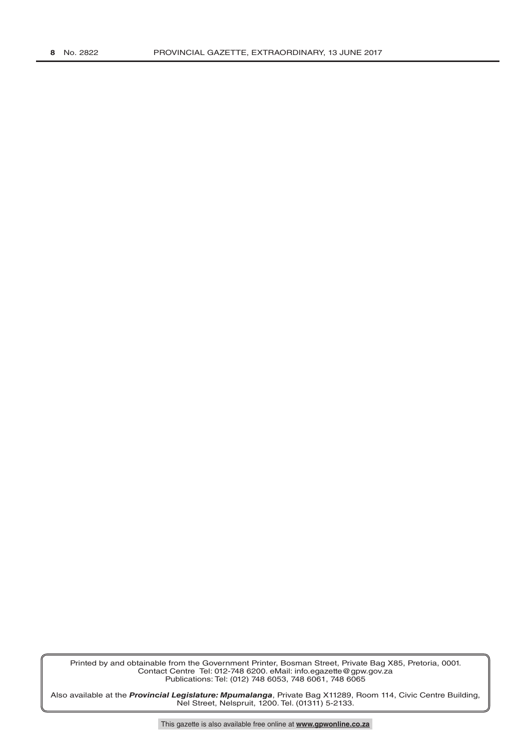Printed by and obtainable from the Government Printer, Bosman Street, Private Bag X85, Pretoria, 0001.
Contact Centre Tel: 012-748 6200. eMail: info.egazette@gpw.gov.za
Publications: Tel: (012) 748 6053, 748 6061, 748 6065

Also available at the ***Provincial Legislature: Mpumalanga***, Private Bag X11289, Room 114, Civic Centre Building, Nel Street, Nelspruit, 1200. Tel. (01311) 5-2133.

This gazette is also available free online at **www.gpwonline.co.za**